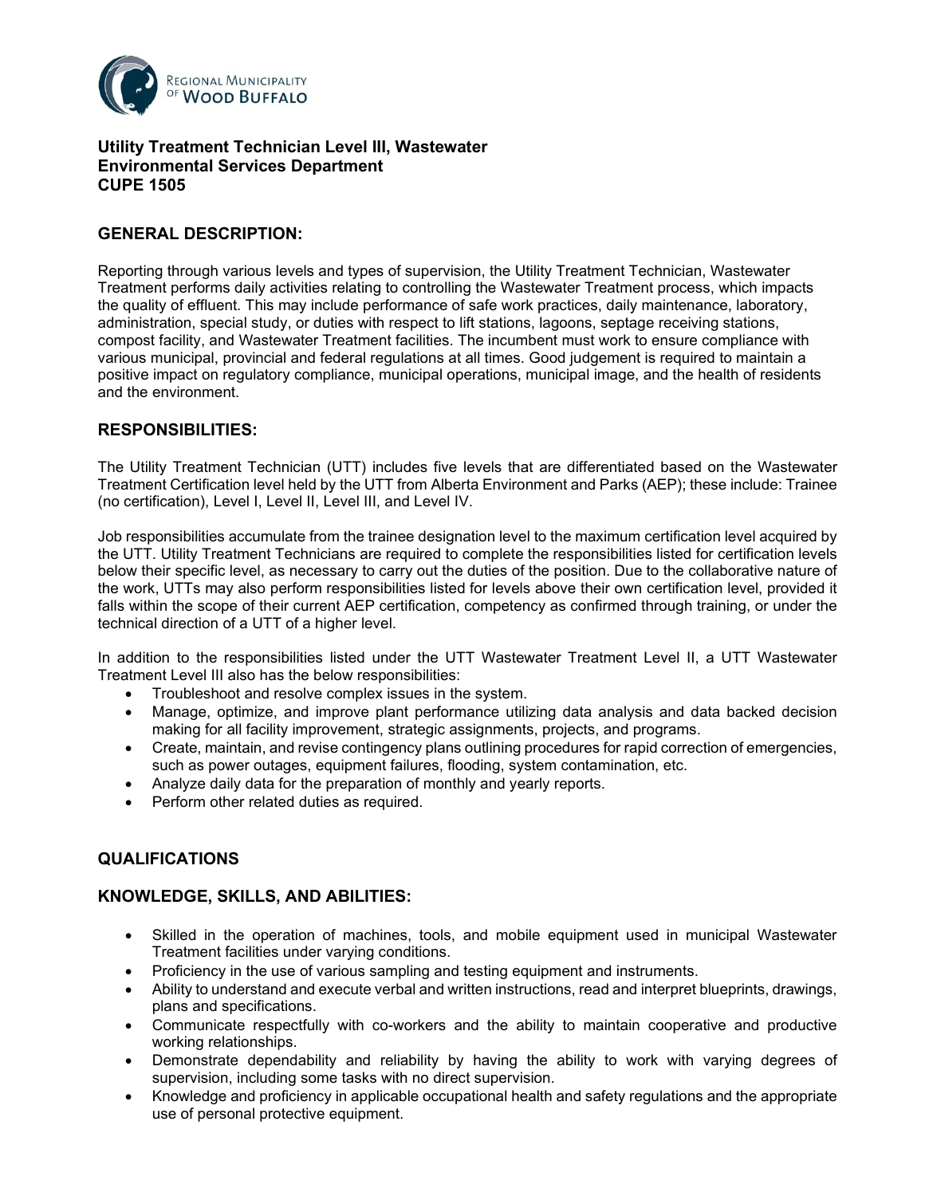Regional Municipality of Wood Buffalo

**Utility Treatment Technician Level III, Wastewater**
**Environmental Services Department**
**CUPE 1505**

## GENERAL DESCRIPTION:

Reporting through various levels and types of supervision, the Utility Treatment Technician, Wastewater Treatment performs daily activities relating to controlling the Wastewater Treatment process, which impacts the quality of effluent. This may include performance of safe work practices, daily maintenance, laboratory, administration, special study, or duties with respect to lift stations, lagoons, septage receiving stations, compost facility, and Wastewater Treatment facilities. The incumbent must work to ensure compliance with various municipal, provincial and federal regulations at all times. Good judgement is required to maintain a positive impact on regulatory compliance, municipal operations, municipal image, and the health of residents and the environment.

## RESPONSIBILITIES:

The Utility Treatment Technician (UTT) includes five levels that are differentiated based on the Wastewater Treatment Certification level held by the UTT from Alberta Environment and Parks (AEP); these include: Trainee (no certification), Level I, Level II, Level III, and Level IV.

Job responsibilities accumulate from the trainee designation level to the maximum certification level acquired by the UTT. Utility Treatment Technicians are required to complete the responsibilities listed for certification levels below their specific level, as necessary to carry out the duties of the position. Due to the collaborative nature of the work, UTTs may also perform responsibilities listed for levels above their own certification level, provided it falls within the scope of their current AEP certification, competency as confirmed through training, or under the technical direction of a UTT of a higher level.

In addition to the responsibilities listed under the UTT Wastewater Treatment Level II, a UTT Wastewater Treatment Level III also has the below responsibilities:

- Troubleshoot and resolve complex issues in the system.
- Manage, optimize, and improve plant performance utilizing data analysis and data backed decision making for all facility improvement, strategic assignments, projects, and programs.
- Create, maintain, and revise contingency plans outlining procedures for rapid correction of emergencies, such as power outages, equipment failures, flooding, system contamination, etc.
- Analyze daily data for the preparation of monthly and yearly reports.
- Perform other related duties as required.

## QUALIFICATIONS

## KNOWLEDGE, SKILLS, AND ABILITIES:

- Skilled in the operation of machines, tools, and mobile equipment used in municipal Wastewater Treatment facilities under varying conditions.
- Proficiency in the use of various sampling and testing equipment and instruments.
- Ability to understand and execute verbal and written instructions, read and interpret blueprints, drawings, plans and specifications.
- Communicate respectfully with co-workers and the ability to maintain cooperative and productive working relationships.
- Demonstrate dependability and reliability by having the ability to work with varying degrees of supervision, including some tasks with no direct supervision.
- Knowledge and proficiency in applicable occupational health and safety regulations and the appropriate use of personal protective equipment.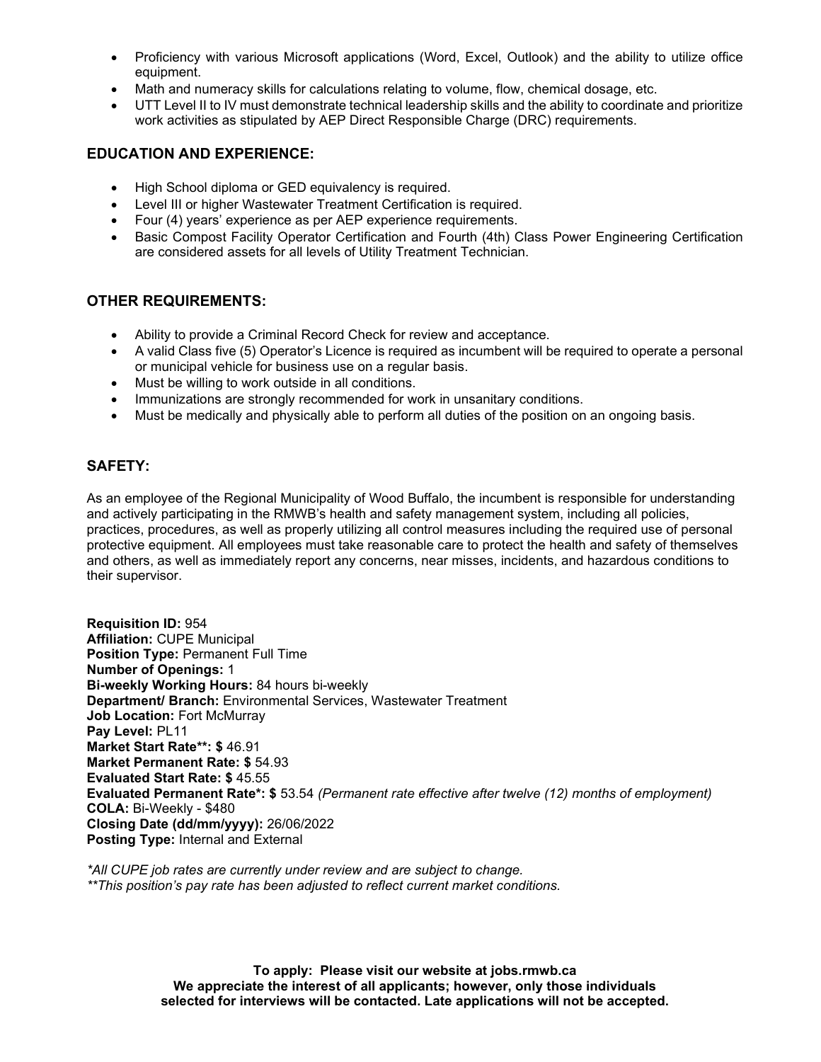- Proficiency with various Microsoft applications (Word, Excel, Outlook) and the ability to utilize office equipment.
- Math and numeracy skills for calculations relating to volume, flow, chemical dosage, etc.
- UTT Level II to IV must demonstrate technical leadership skills and the ability to coordinate and prioritize work activities as stipulated by AEP Direct Responsible Charge (DRC) requirements.

## EDUCATION AND EXPERIENCE:

- High School diploma or GED equivalency is required.
- Level III or higher Wastewater Treatment Certification is required.
- Four (4) years' experience as per AEP experience requirements.
- Basic Compost Facility Operator Certification and Fourth (4th) Class Power Engineering Certification are considered assets for all levels of Utility Treatment Technician.

## OTHER REQUIREMENTS:

- Ability to provide a Criminal Record Check for review and acceptance.
- A valid Class five (5) Operator's Licence is required as incumbent will be required to operate a personal or municipal vehicle for business use on a regular basis.
- Must be willing to work outside in all conditions.
- Immunizations are strongly recommended for work in unsanitary conditions.
- Must be medically and physically able to perform all duties of the position on an ongoing basis.

## SAFETY:

As an employee of the Regional Municipality of Wood Buffalo, the incumbent is responsible for understanding and actively participating in the RMWB's health and safety management system, including all policies, practices, procedures, as well as properly utilizing all control measures including the required use of personal protective equipment. All employees must take reasonable care to protect the health and safety of themselves and others, as well as immediately report any concerns, near misses, incidents, and hazardous conditions to their supervisor.

**Requisition ID:** 954
**Affiliation:** CUPE Municipal
**Position Type:** Permanent Full Time
**Number of Openings:** 1
**Bi-weekly Working Hours:** 84 hours bi-weekly
**Department/ Branch:** Environmental Services, Wastewater Treatment
**Job Location:** Fort McMurray
**Pay Level:** PL11
**Market Start Rate**: $** 46.91
**Market Permanent Rate: $** 54.93
**Evaluated Start Rate: $** 45.55
**Evaluated Permanent Rate*: $** 53.54 *(Permanent rate effective after twelve (12) months of employment)*
**COLA:** Bi-Weekly - $480
**Closing Date (dd/mm/yyyy):** 26/06/2022
**Posting Type:** Internal and External

*\*All CUPE job rates are currently under review and are subject to change.*
*\*\*This position's pay rate has been adjusted to reflect current market conditions.*

**To apply: Please visit our website at jobs.rmwb.ca**
**We appreciate the interest of all applicants; however, only those individuals selected for interviews will be contacted. Late applications will not be accepted.**